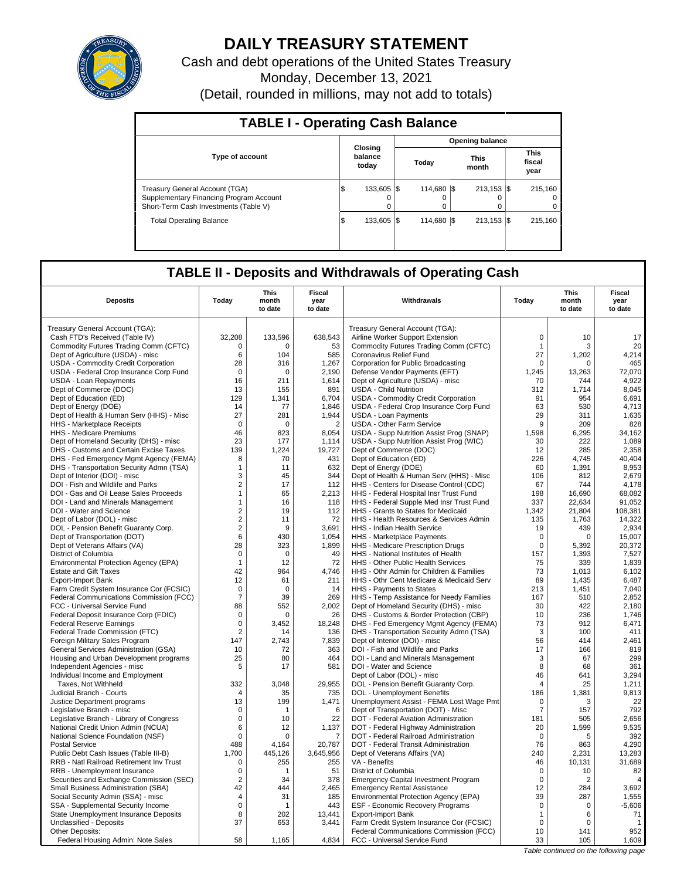# DAILY TREASURY STATEMENT

Cash and debt operations of the United States Treasury

Monday, December 13, 2021

(Detail, rounded in millions, may not add to totals)

## TABLE I - Operating Cash Balance

| Type of account | Closing balance today | Opening balance Today | Opening balance This month | Opening balance This fiscal year |
|---|---|---|---|---|
| Treasury General Account (TGA) | $ 133,605 | $ 114,680 | $ 213,153 | $ 215,160 |
| Supplementary Financing Program Account | 0 | 0 | 0 | 0 |
| Short-Term Cash Investments (Table V) | 0 | 0 | 0 | 0 |
| Total Operating Balance | $ 133,605 | $ 114,680 | $ 213,153 | $ 215,160 |

## TABLE II - Deposits and Withdrawals of Operating Cash

| Deposits | Today | This month to date | Fiscal year to date | Withdrawals | Today | This month to date | Fiscal year to date |
|---|---|---|---|---|---|---|---|
| Treasury General Account (TGA): | | | | Treasury General Account (TGA): | | | |
| Cash FTD's Received (Table IV) | 32,208 | 133,596 | 638,543 | Airline Worker Support Extension | 0 | 10 | 17 |
| Commodity Futures Trading Comm (CFTC) | 0 | 0 | 53 | Commodity Futures Trading Comm (CFTC) | 1 | 3 | 20 |
| Dept of Agriculture (USDA) - misc | 6 | 104 | 585 | Coronavirus Relief Fund | 27 | 1,202 | 4,214 |
| USDA - Commodity Credit Corporation | 28 | 316 | 1,267 | Corporation for Public Broadcasting | 0 | 0 | 465 |
| USDA - Federal Crop Insurance Corp Fund | 0 | 0 | 2,190 | Defense Vendor Payments (EFT) | 1,245 | 13,263 | 72,070 |
| USDA - Loan Repayments | 16 | 211 | 1,614 | Dept of Agriculture (USDA) - misc | 70 | 744 | 4,922 |
| Dept of Commerce (DOC) | 13 | 155 | 891 | USDA - Child Nutrition | 312 | 1,714 | 8,045 |
| Dept of Education (ED) | 129 | 1,341 | 6,704 | USDA - Commodity Credit Corporation | 91 | 954 | 6,691 |
| Dept of Energy (DOE) | 14 | 77 | 1,846 | USDA - Federal Crop Insurance Corp Fund | 63 | 530 | 4,713 |
| Dept of Health & Human Serv (HHS) - Misc | 27 | 281 | 1,944 | USDA - Loan Payments | 29 | 311 | 1,635 |
| HHS - Marketplace Receipts | 0 | 0 | 2 | USDA - Other Farm Service | 9 | 209 | 828 |
| HHS - Medicare Premiums | 46 | 823 | 8,054 | USDA - Supp Nutrition Assist Prog (SNAP) | 1,598 | 6,295 | 34,162 |
| Dept of Homeland Security (DHS) - misc | 23 | 177 | 1,114 | USDA - Supp Nutrition Assist Prog (WIC) | 30 | 222 | 1,089 |
| DHS - Customs and Certain Excise Taxes | 139 | 1,224 | 19,727 | Dept of Commerce (DOC) | 12 | 285 | 2,358 |
| DHS - Fed Emergency Mgmt Agency (FEMA) | 8 | 70 | 431 | Dept of Education (ED) | 226 | 4,745 | 40,404 |
| DHS - Transportation Security Admn (TSA) | 1 | 11 | 632 | Dept of Energy (DOE) | 60 | 1,391 | 8,953 |
| Dept of Interior (DOI) - misc | 3 | 45 | 344 | Dept of Health & Human Serv (HHS) - Misc | 106 | 812 | 2,679 |
| DOI - Fish and Wildlife and Parks | 2 | 17 | 112 | HHS - Centers for Disease Control (CDC) | 67 | 744 | 4,178 |
| DOI - Gas and Oil Lease Sales Proceeds | 1 | 65 | 2,213 | HHS - Federal Hospital Insr Trust Fund | 198 | 16,690 | 68,082 |
| DOI - Land and Minerals Management | 1 | 16 | 118 | HHS - Federal Supple Med Insr Trust Fund | 337 | 22,634 | 91,052 |
| DOI - Water and Science | 2 | 19 | 112 | HHS - Grants to States for Medicaid | 1,342 | 21,804 | 108,381 |
| Dept of Labor (DOL) - misc | 2 | 11 | 72 | HHS - Health Resources & Services Admin | 135 | 1,763 | 14,322 |
| DOL - Pension Benefit Guaranty Corp. | 2 | 9 | 3,691 | HHS - Indian Health Service | 19 | 439 | 2,934 |
| Dept of Transportation (DOT) | 6 | 430 | 1,054 | HHS - Marketplace Payments | 0 | 0 | 15,007 |
| Dept of Veterans Affairs (VA) | 28 | 323 | 1,899 | HHS - Medicare Prescription Drugs | 0 | 5,392 | 20,372 |
| District of Columbia | 0 | 0 | 49 | HHS - National Institutes of Health | 157 | 1,393 | 7,527 |
| Environmental Protection Agency (EPA) | 1 | 12 | 72 | HHS - Other Public Health Services | 75 | 339 | 1,839 |
| Estate and Gift Taxes | 42 | 964 | 4,746 | HHS - Othr Admin for Children & Families | 73 | 1,013 | 6,102 |
| Export-Import Bank | 12 | 61 | 211 | HHS - Othr Cent Medicare & Medicaid Serv | 89 | 1,435 | 6,487 |
| Farm Credit System Insurance Cor (FCSIC) | 0 | 0 | 14 | HHS - Payments to States | 213 | 1,451 | 7,040 |
| Federal Communications Commission (FCC) | 7 | 39 | 269 | HHS - Temp Assistance for Needy Families | 167 | 510 | 2,852 |
| FCC - Universal Service Fund | 88 | 552 | 2,002 | Dept of Homeland Security (DHS) - misc | 30 | 422 | 2,180 |
| Federal Deposit Insurance Corp (FDIC) | 0 | 0 | 26 | DHS - Customs & Border Protection (CBP) | 10 | 236 | 1,746 |
| Federal Reserve Earnings | 0 | 3,452 | 18,248 | DHS - Fed Emergency Mgmt Agency (FEMA) | 73 | 912 | 6,471 |
| Federal Trade Commission (FTC) | 2 | 14 | 136 | DHS - Transportation Security Admn (TSA) | 3 | 100 | 411 |
| Foreign Military Sales Program | 147 | 2,743 | 7,839 | Dept of Interior (DOI) - misc | 56 | 414 | 2,461 |
| General Services Administration (GSA) | 10 | 72 | 363 | DOI - Fish and Wildlife and Parks | 17 | 166 | 819 |
| Housing and Urban Development programs | 25 | 80 | 464 | DOI - Land and Minerals Management | 3 | 67 | 299 |
| Independent Agencies - misc | 5 | 17 | 581 | DOI - Water and Science | 8 | 68 | 361 |
| Individual Income and Employment | | | | Dept of Labor (DOL) - misc | 46 | 641 | 3,294 |
| Taxes, Not Withheld | 332 | 3,048 | 29,955 | DOL - Pension Benefit Guaranty Corp. | 4 | 25 | 1,211 |
| Judicial Branch - Courts | 4 | 35 | 735 | DOL - Unemployment Benefits | 186 | 1,381 | 9,813 |
| Justice Department programs | 13 | 199 | 1,471 | Unemployment Assist - FEMA Lost Wage Pmt | 0 | 3 | 22 |
| Legislative Branch - misc | 0 | 1 | 6 | Dept of Transportation (DOT) - Misc | 7 | 157 | 792 |
| Legislative Branch - Library of Congress | 0 | 10 | 22 | DOT - Federal Aviation Administration | 181 | 505 | 2,656 |
| National Credit Union Admin (NCUA) | 6 | 12 | 1,137 | DOT - Federal Highway Administration | 20 | 1,599 | 9,535 |
| National Science Foundation (NSF) | 0 | 0 | 7 | DOT - Federal Railroad Administration | 0 | 5 | 392 |
| Postal Service | 488 | 4,164 | 20,787 | DOT - Federal Transit Administration | 76 | 863 | 4,290 |
| Public Debt Cash Issues (Table III-B) | 1,700 | 445,126 | 3,645,956 | Dept of Veterans Affairs (VA) | 240 | 2,231 | 13,283 |
| RRB - Natl Railroad Retirement Inv Trust | 0 | 255 | 255 | VA - Benefits | 46 | 10,131 | 31,689 |
| RRB - Unemployment Insurance | 0 | 1 | 51 | District of Columbia | 0 | 10 | 82 |
| Securities and Exchange Commission (SEC) | 2 | 34 | 378 | Emergency Capital Investment Program | 0 | 2 | 4 |
| Small Business Administration (SBA) | 42 | 444 | 2,465 | Emergency Rental Assistance | 12 | 284 | 3,692 |
| Social Security Admin (SSA) - misc | 4 | 31 | 185 | Environmental Protection Agency (EPA) | 39 | 287 | 1,555 |
| SSA - Supplemental Security Income | 0 | 1 | 443 | ESF - Economic Recovery Programs | 0 | 0 | -5,606 |
| State Unemployment Insurance Deposits | 8 | 202 | 13,441 | Export-Import Bank | 1 | 6 | 71 |
| Unclassified - Deposits | 37 | 653 | 3,441 | Farm Credit System Insurance Cor (FCSIC) | 0 | 0 | 1 |
| Other Deposits: | | | | Federal Communications Commission (FCC) | 10 | 141 | 952 |
| Federal Housing Admin: Note Sales | 58 | 1,165 | 4,834 | FCC - Universal Service Fund | 33 | 105 | 1,609 |

*Table continued on the following page*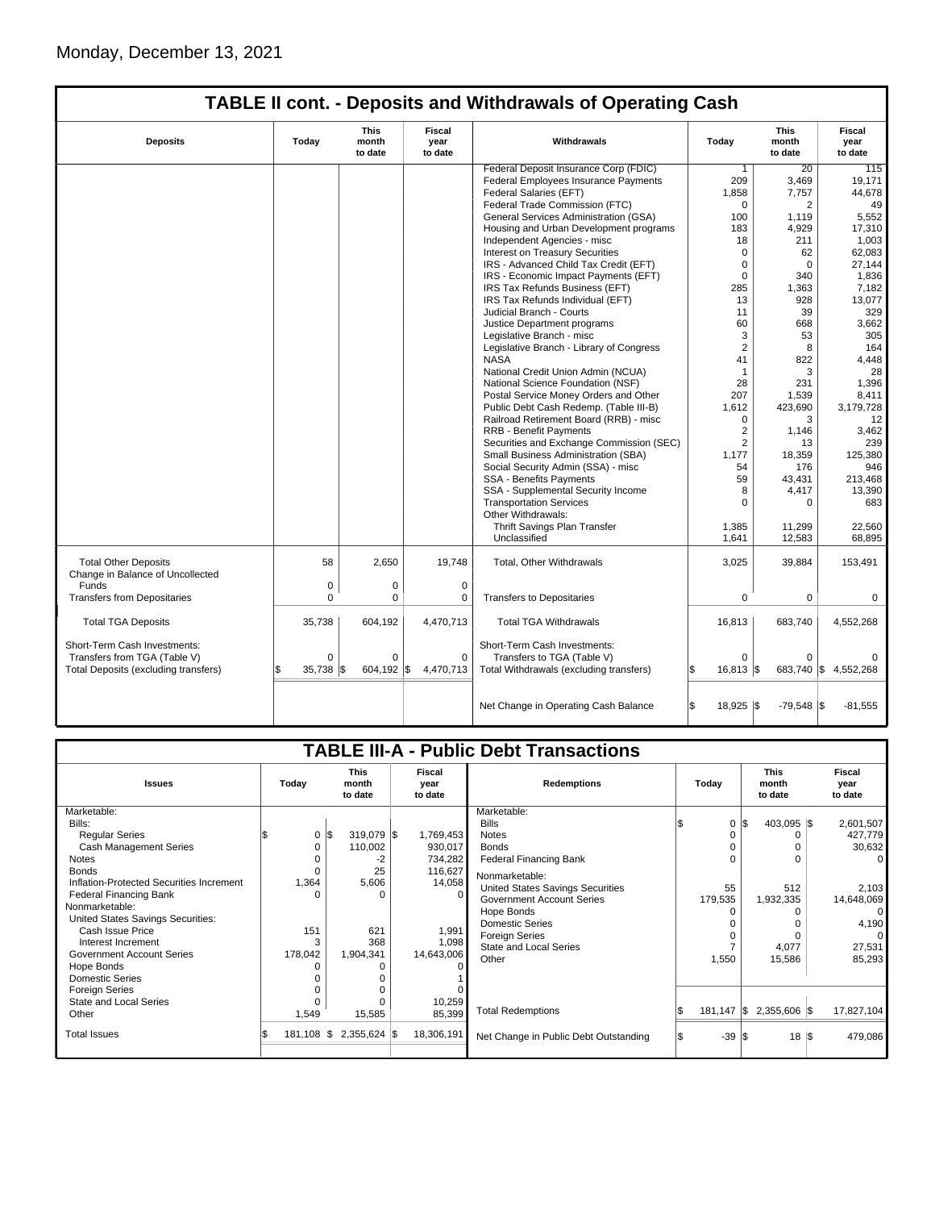Monday, December 13, 2021

## TABLE II cont. - Deposits and Withdrawals of Operating Cash

| Deposits | Today | This month to date | Fiscal year to date | Withdrawals | Today | This month to date | Fiscal year to date |
|---|---|---|---|---|---|---|---|
| | | | | Federal Deposit Insurance Corp (FDIC) | 1 | 20 | 115 |
| | | | | Federal Employees Insurance Payments | 209 | 3,469 | 19,171 |
| | | | | Federal Salaries (EFT) | 1,858 | 7,757 | 44,678 |
| | | | | Federal Trade Commission (FTC) | 0 | 2 | 49 |
| | | | | General Services Administration (GSA) | 100 | 1,119 | 5,552 |
| | | | | Housing and Urban Development programs | 183 | 4,929 | 17,310 |
| | | | | Independent Agencies - misc | 18 | 211 | 1,003 |
| | | | | Interest on Treasury Securities | 0 | 62 | 62,083 |
| | | | | IRS - Advanced Child Tax Credit (EFT) | 0 | 0 | 27,144 |
| | | | | IRS - Economic Impact Payments (EFT) | 0 | 340 | 1,836 |
| | | | | IRS Tax Refunds Business (EFT) | 285 | 1,363 | 7,182 |
| | | | | IRS Tax Refunds Individual (EFT) | 13 | 928 | 13,077 |
| | | | | Judicial Branch - Courts | 11 | 39 | 329 |
| | | | | Justice Department programs | 60 | 668 | 3,662 |
| | | | | Legislative Branch - misc | 3 | 53 | 305 |
| | | | | Legislative Branch - Library of Congress | 2 | 8 | 164 |
| | | | | NASA | 41 | 822 | 4,448 |
| | | | | National Credit Union Admin (NCUA) | 1 | 3 | 28 |
| | | | | National Science Foundation (NSF) | 28 | 231 | 1,396 |
| | | | | Postal Service Money Orders and Other | 207 | 1,539 | 8,411 |
| | | | | Public Debt Cash Redemp. (Table III-B) | 1,612 | 423,690 | 3,179,728 |
| | | | | Railroad Retirement Board (RRB) - misc | 0 | 3 | 12 |
| | | | | RRB - Benefit Payments | 2 | 1,146 | 3,462 |
| | | | | Securities and Exchange Commission (SEC) | 2 | 13 | 239 |
| | | | | Small Business Administration (SBA) | 1,177 | 18,359 | 125,380 |
| | | | | Social Security Admin (SSA) - misc | 54 | 176 | 946 |
| | | | | SSA - Benefits Payments | 59 | 43,431 | 213,468 |
| | | | | SSA - Supplemental Security Income | 8 | 4,417 | 13,390 |
| | | | | Transportation Services | 0 | 0 | 683 |
| | | | | Other Withdrawals: | | | |
| | | | | Thrift Savings Plan Transfer | 1,385 | 11,299 | 22,560 |
| | | | | Unclassified | 1,641 | 12,583 | 68,895 |
| Total Other Deposits | 58 | 2,650 | 19,748 | Total, Other Withdrawals | 3,025 | 39,884 | 153,491 |
| Change in Balance of Uncollected Funds | 0 | 0 | 0 | | | | |
| Transfers from Depositaries | 0 | 0 | 0 | Transfers to Depositaries | 0 | 0 | 0 |
| Total TGA Deposits | 35,738 | 604,192 | 4,470,713 | Total TGA Withdrawals | 16,813 | 683,740 | 4,552,268 |
| Short-Term Cash Investments: | | | | Short-Term Cash Investments: | | | |
| Transfers from TGA (Table V) | 0 | 0 | 0 | Transfers to TGA (Table V) | 0 | 0 | 0 |
| Total Deposits (excluding transfers) | $ 35,738 | $ 604,192 | $ 4,470,713 | Total Withdrawals (excluding transfers) | $ 16,813 | $ 683,740 | $ 4,552,268 |
| | | | | Net Change in Operating Cash Balance | $ 18,925 | $ -79,548 | $ -81,555 |

## TABLE III-A - Public Debt Transactions

| Issues | Today | This month to date | Fiscal year to date | Redemptions | Today | This month to date | Fiscal year to date |
|---|---|---|---|---|---|---|---|
| Marketable: | | | | Marketable: | | | |
| Bills: | | | | Bills | $ 0 | $ 403,095 | $ 2,601,507 |
| Regular Series | $ 0 | $ 319,079 | $ 1,769,453 | Notes | 0 | 0 | 427,779 |
| Cash Management Series | 0 | 110,002 | 930,017 | Bonds | 0 | 0 | 30,632 |
| Notes | 0 | -2 | 734,282 | Federal Financing Bank | 0 | 0 | 0 |
| Bonds | 0 | 25 | 116,627 | Nonmarketable: | | | |
| Inflation-Protected Securities Increment | 1,364 | 5,606 | 14,058 | United States Savings Securities | 55 | 512 | 2,103 |
| Federal Financing Bank | 0 | 0 | 0 | Government Account Series | 179,535 | 1,932,335 | 14,648,069 |
| Nonmarketable: | | | | Hope Bonds | 0 | 0 | 0 |
| United States Savings Securities: | | | | Domestic Series | 0 | 0 | 4,190 |
| Cash Issue Price | 151 | 621 | 1,991 | Foreign Series | 0 | 0 | 0 |
| Interest Increment | 3 | 368 | 1,098 | State and Local Series | 7 | 4,077 | 27,531 |
| Government Account Series | 178,042 | 1,904,341 | 14,643,006 | Other | 1,550 | 15,586 | 85,293 |
| Hope Bonds | 0 | 0 | 0 | | | | |
| Domestic Series | 0 | 0 | 1 | | | | |
| Foreign Series | 0 | 0 | 0 | | | | |
| State and Local Series | 0 | 0 | 10,259 | | | | |
| Other | 1,549 | 15,585 | 85,399 | Total Redemptions | $ 181,147 | $ 2,355,606 | $ 17,827,104 |
| Total Issues | $ 181,108 | $ 2,355,624 | $ 18,306,191 | Net Change in Public Debt Outstanding | $ -39 | $ 18 | $ 479,086 |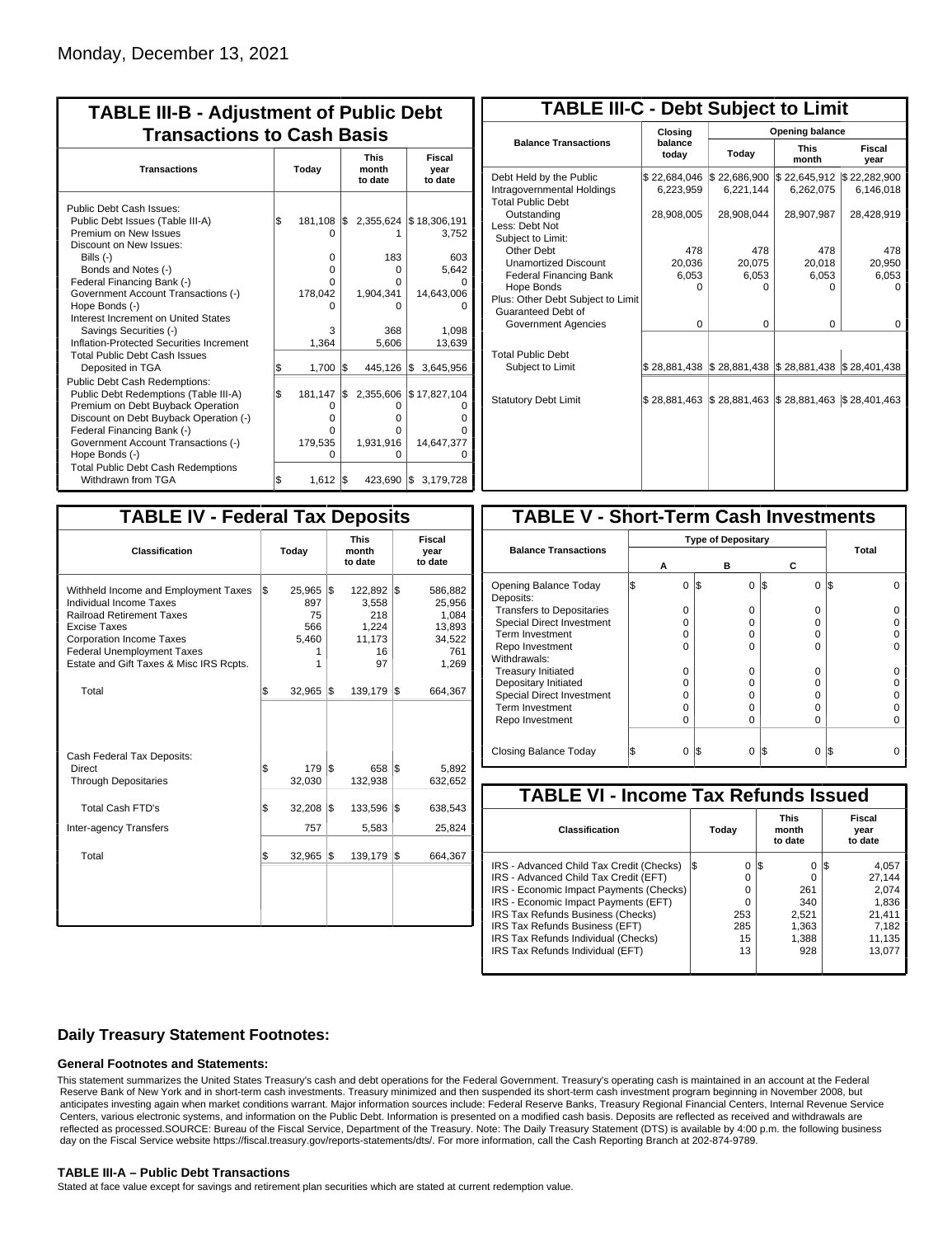Monday, December 13, 2021

## TABLE III-B - Adjustment of Public Debt Transactions to Cash Basis

| Transactions | Today | This month to date | Fiscal year to date |
|---|---|---|---|
| Public Debt Cash Issues: | | | |
| Public Debt Issues (Table III-A) | $ 181,108 | $ 2,355,624 | $ 18,306,191 |
| Premium on New Issues | 0 | 1 | 3,752 |
| Discount on New Issues: | | | |
| Bills (-) | 0 | 183 | 603 |
| Bonds and Notes (-) | 0 | 0 | 5,642 |
| Federal Financing Bank (-) | 0 | 0 | 0 |
| Government Account Transactions (-) | 178,042 | 1,904,341 | 14,643,006 |
| Hope Bonds (-) | 0 | 0 | 0 |
| Interest Increment on United States Savings Securities (-) | 3 | 368 | 1,098 |
| Inflation-Protected Securities Increment | 1,364 | 5,606 | 13,639 |
| Total Public Debt Cash Issues Deposited in TGA | $ 1,700 | $ 445,126 | $ 3,645,956 |
| Public Debt Cash Redemptions: | | | |
| Public Debt Redemptions (Table III-A) | $ 181,147 | $ 2,355,606 | $ 17,827,104 |
| Premium on Debt Buyback Operation | 0 | 0 | 0 |
| Discount on Debt Buyback Operation (-) | 0 | 0 | 0 |
| Federal Financing Bank (-) | 0 | 0 | 0 |
| Government Account Transactions (-) | 179,535 | 1,931,916 | 14,647,377 |
| Hope Bonds (-) | 0 | 0 | 0 |
| Total Public Debt Cash Redemptions Withdrawn from TGA | $ 1,612 | $ 423,690 | $ 3,179,728 |

## TABLE III-C - Debt Subject to Limit

| Balance Transactions | Closing balance today | Opening balance Today | Opening balance This month | Opening balance Fiscal year |
|---|---|---|---|---|
| Debt Held by the Public | $ 22,684,046 | $ 22,686,900 | $ 22,645,912 | $ 22,282,900 |
| Intragovernmental Holdings | 6,223,959 | 6,221,144 | 6,262,075 | 6,146,018 |
| Total Public Debt Outstanding | 28,908,005 | 28,908,044 | 28,907,987 | 28,428,919 |
| Less: Debt Not Subject to Limit: | | | | |
| Other Debt | 478 | 478 | 478 | 478 |
| Unamortized Discount | 20,036 | 20,075 | 20,018 | 20,950 |
| Federal Financing Bank | 6,053 | 6,053 | 6,053 | 6,053 |
| Hope Bonds | 0 | 0 | 0 | 0 |
| Plus: Other Debt Subject to Limit | | | | |
| Guaranteed Debt of Government Agencies | 0 | 0 | 0 | 0 |
| Total Public Debt Subject to Limit | $ 28,881,438 | $ 28,881,438 | $ 28,881,438 | $ 28,401,438 |
| Statutory Debt Limit | $ 28,881,463 | $ 28,881,463 | $ 28,881,463 | $ 28,401,463 |

## TABLE IV - Federal Tax Deposits

| Classification | Today | This month to date | Fiscal year to date |
|---|---|---|---|
| Withheld Income and Employment Taxes | $ 25,965 | $ 122,892 | $ 586,882 |
| Individual Income Taxes | 897 | 3,558 | 25,956 |
| Railroad Retirement Taxes | 75 | 218 | 1,084 |
| Excise Taxes | 566 | 1,224 | 13,893 |
| Corporation Income Taxes | 5,460 | 11,173 | 34,522 |
| Federal Unemployment Taxes | 1 | 16 | 761 |
| Estate and Gift Taxes & Misc IRS Rcpts. | 1 | 97 | 1,269 |
| Total | $ 32,965 | $ 139,179 | $ 664,367 |
| Cash Federal Tax Deposits: | | | |
| Direct | $ 179 | $ 658 | $ 5,892 |
| Through Depositaries | 32,030 | 132,938 | 632,652 |
| Total Cash FTD's | $ 32,208 | $ 133,596 | $ 638,543 |
| Inter-agency Transfers | 757 | 5,583 | 25,824 |
| Total | $ 32,965 | $ 139,179 | $ 664,367 |

## TABLE V - Short-Term Cash Investments

| Balance Transactions | Type of Depositary A | B | C | Total |
|---|---|---|---|---|
| Opening Balance Today | $ 0 | $ 0 | $ 0 | $ 0 |
| Deposits: | | | | |
| Transfers to Depositaries | 0 | 0 | 0 | 0 |
| Special Direct Investment | 0 | 0 | 0 | 0 |
| Term Investment | 0 | 0 | 0 | 0 |
| Repo Investment | 0 | 0 | 0 | 0 |
| Withdrawals: | | | | |
| Treasury Initiated | 0 | 0 | 0 | 0 |
| Depositary Initiated | 0 | 0 | 0 | 0 |
| Special Direct Investment | 0 | 0 | 0 | 0 |
| Term Investment | 0 | 0 | 0 | 0 |
| Repo Investment | 0 | 0 | 0 | 0 |
| Closing Balance Today | $ 0 | $ 0 | $ 0 | $ 0 |

## TABLE VI - Income Tax Refunds Issued

| Classification | Today | This month to date | Fiscal year to date |
|---|---|---|---|
| IRS - Advanced Child Tax Credit (Checks) | $ 0 | $ 0 | $ 4,057 |
| IRS - Advanced Child Tax Credit (EFT) | 0 | 0 | 27,144 |
| IRS - Economic Impact Payments (Checks) | 0 | 261 | 2,074 |
| IRS - Economic Impact Payments (EFT) | 0 | 340 | 1,836 |
| IRS Tax Refunds Business (Checks) | 253 | 2,521 | 21,411 |
| IRS Tax Refunds Business (EFT) | 285 | 1,363 | 7,182 |
| IRS Tax Refunds Individual (Checks) | 15 | 1,388 | 11,135 |
| IRS Tax Refunds Individual (EFT) | 13 | 928 | 13,077 |

### Daily Treasury Statement Footnotes:

#### General Footnotes and Statements:

This statement summarizes the United States Treasury's cash and debt operations for the Federal Government. Treasury's operating cash is maintained in an account at the Federal Reserve Bank of New York and in short-term cash investments. Treasury minimized and then suspended its short-term cash investment program beginning in November 2008, but anticipates investing again when market conditions warrant. Major information sources include: Federal Reserve Banks, Treasury Regional Financial Centers, Internal Revenue Service Centers, various electronic systems, and information on the Public Debt. Information is presented on a modified cash basis. Deposits are reflected as received and withdrawals are reflected as processed.SOURCE: Bureau of the Fiscal Service, Department of the Treasury. Note: The Daily Treasury Statement (DTS) is available by 4:00 p.m. the following business day on the Fiscal Service website https://fiscal.treasury.gov/reports-statements/dts/. For more information, call the Cash Reporting Branch at 202-874-9789.

#### TABLE III-A – Public Debt Transactions

Stated at face value except for savings and retirement plan securities which are stated at current redemption value.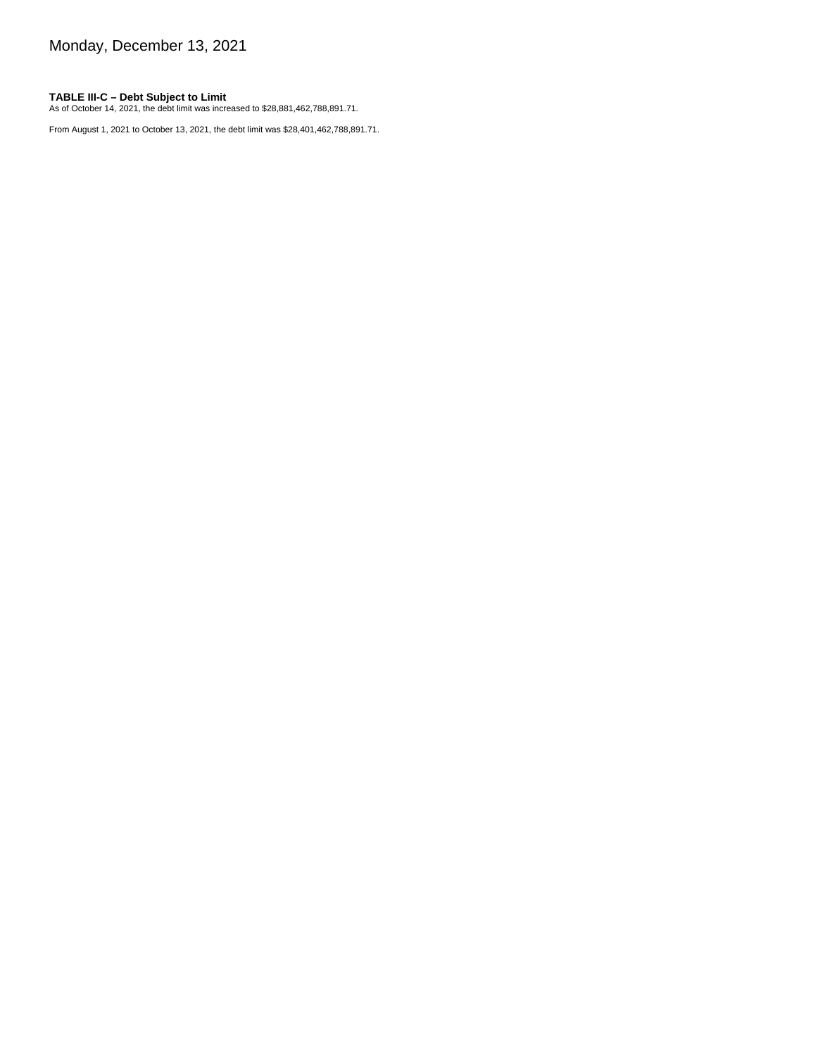Monday, December 13, 2021

**TABLE III-C – Debt Subject to Limit**

As of October 14, 2021, the debt limit was increased to $28,881,462,788,891.71.

From August 1, 2021 to October 13, 2021, the debt limit was $28,401,462,788,891.71.